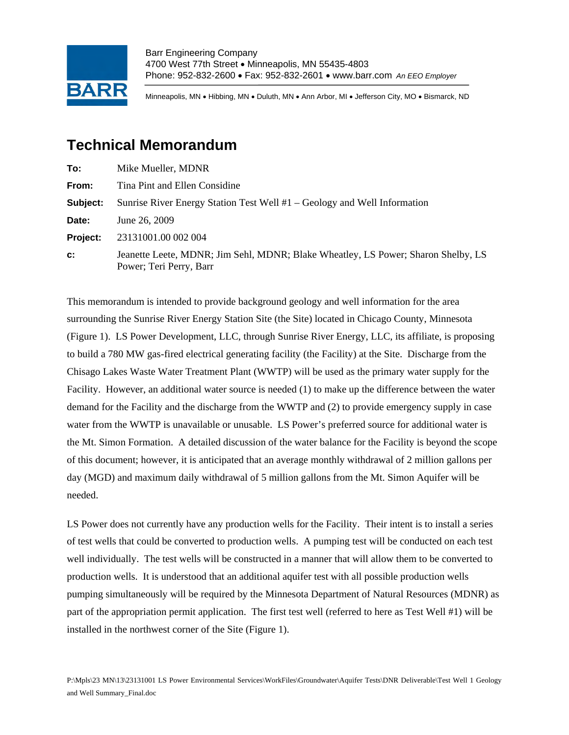Barr Engineering Company
4700 West 77th Street • Minneapolis, MN 55435-4803
Phone: 952-832-2600 • Fax: 952-832-2601 • www.barr.com *An EEO Employer*

Minneapolis, MN • Hibbing, MN • Duluth, MN • Ann Arbor, MI • Jefferson City, MO • Bismarck, ND

# Technical Memorandum

**To:** Mike Mueller, MDNR

**From:** Tina Pint and Ellen Considine

**Subject:** Sunrise River Energy Station Test Well #1 – Geology and Well Information

**Date:** June 26, 2009

**Project:** 23131001.00 002 004

**c:** Jeanette Leete, MDNR; Jim Sehl, MDNR; Blake Wheatley, LS Power; Sharon Shelby, LS Power; Teri Perry, Barr

This memorandum is intended to provide background geology and well information for the area surrounding the Sunrise River Energy Station Site (the Site) located in Chicago County, Minnesota (Figure 1). LS Power Development, LLC, through Sunrise River Energy, LLC, its affiliate, is proposing to build a 780 MW gas-fired electrical generating facility (the Facility) at the Site. Discharge from the Chisago Lakes Waste Water Treatment Plant (WWTP) will be used as the primary water supply for the Facility. However, an additional water source is needed (1) to make up the difference between the water demand for the Facility and the discharge from the WWTP and (2) to provide emergency supply in case water from the WWTP is unavailable or unusable. LS Power's preferred source for additional water is the Mt. Simon Formation. A detailed discussion of the water balance for the Facility is beyond the scope of this document; however, it is anticipated that an average monthly withdrawal of 2 million gallons per day (MGD) and maximum daily withdrawal of 5 million gallons from the Mt. Simon Aquifer will be needed.

LS Power does not currently have any production wells for the Facility. Their intent is to install a series of test wells that could be converted to production wells. A pumping test will be conducted on each test well individually. The test wells will be constructed in a manner that will allow them to be converted to production wells. It is understood that an additional aquifer test with all possible production wells pumping simultaneously will be required by the Minnesota Department of Natural Resources (MDNR) as part of the appropriation permit application. The first test well (referred to here as Test Well #1) will be installed in the northwest corner of the Site (Figure 1).

P:\Mpls\23 MN\13\23131001 LS Power Environmental Services\WorkFiles\Groundwater\Aquifer Tests\DNR Deliverable\Test Well 1 Geology and Well Summary_Final.doc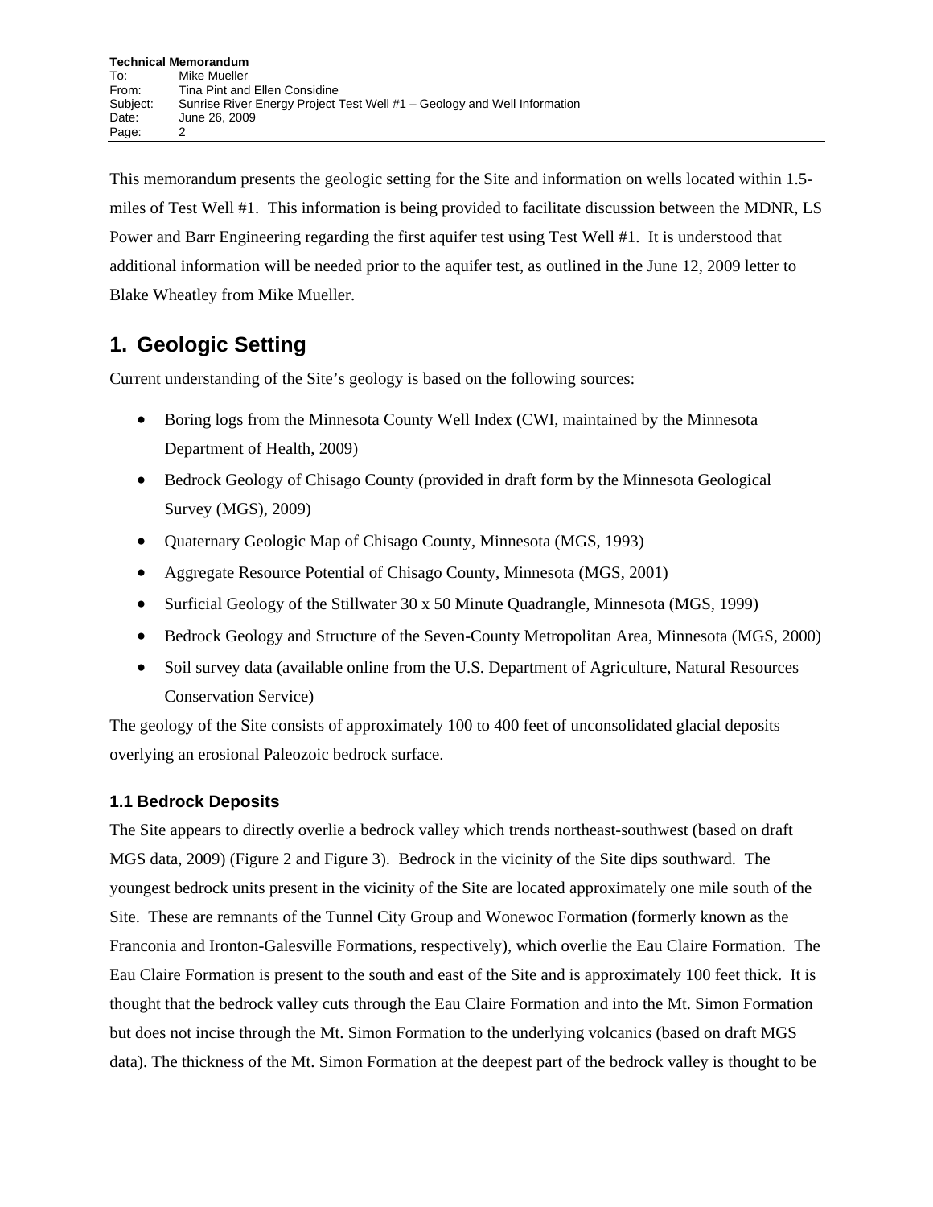This memorandum presents the geologic setting for the Site and information on wells located within 1.5-miles of Test Well #1. This information is being provided to facilitate discussion between the MDNR, LS Power and Barr Engineering regarding the first aquifer test using Test Well #1. It is understood that additional information will be needed prior to the aquifer test, as outlined in the June 12, 2009 letter to Blake Wheatley from Mike Mueller.

## 1. Geologic Setting

Current understanding of the Site's geology is based on the following sources:

- Boring logs from the Minnesota County Well Index (CWI, maintained by the Minnesota Department of Health, 2009)
- Bedrock Geology of Chisago County (provided in draft form by the Minnesota Geological Survey (MGS), 2009)
- Quaternary Geologic Map of Chisago County, Minnesota (MGS, 1993)
- Aggregate Resource Potential of Chisago County, Minnesota (MGS, 2001)
- Surficial Geology of the Stillwater 30 x 50 Minute Quadrangle, Minnesota (MGS, 1999)
- Bedrock Geology and Structure of the Seven-County Metropolitan Area, Minnesota (MGS, 2000)
- Soil survey data (available online from the U.S. Department of Agriculture, Natural Resources Conservation Service)

The geology of the Site consists of approximately 100 to 400 feet of unconsolidated glacial deposits overlying an erosional Paleozoic bedrock surface.

### 1.1 Bedrock Deposits

The Site appears to directly overlie a bedrock valley which trends northeast-southwest (based on draft MGS data, 2009) (Figure 2 and Figure 3). Bedrock in the vicinity of the Site dips southward. The youngest bedrock units present in the vicinity of the Site are located approximately one mile south of the Site. These are remnants of the Tunnel City Group and Wonewoc Formation (formerly known as the Franconia and Ironton-Galesville Formations, respectively), which overlie the Eau Claire Formation. The Eau Claire Formation is present to the south and east of the Site and is approximately 100 feet thick. It is thought that the bedrock valley cuts through the Eau Claire Formation and into the Mt. Simon Formation but does not incise through the Mt. Simon Formation to the underlying volcanics (based on draft MGS data). The thickness of the Mt. Simon Formation at the deepest part of the bedrock valley is thought to be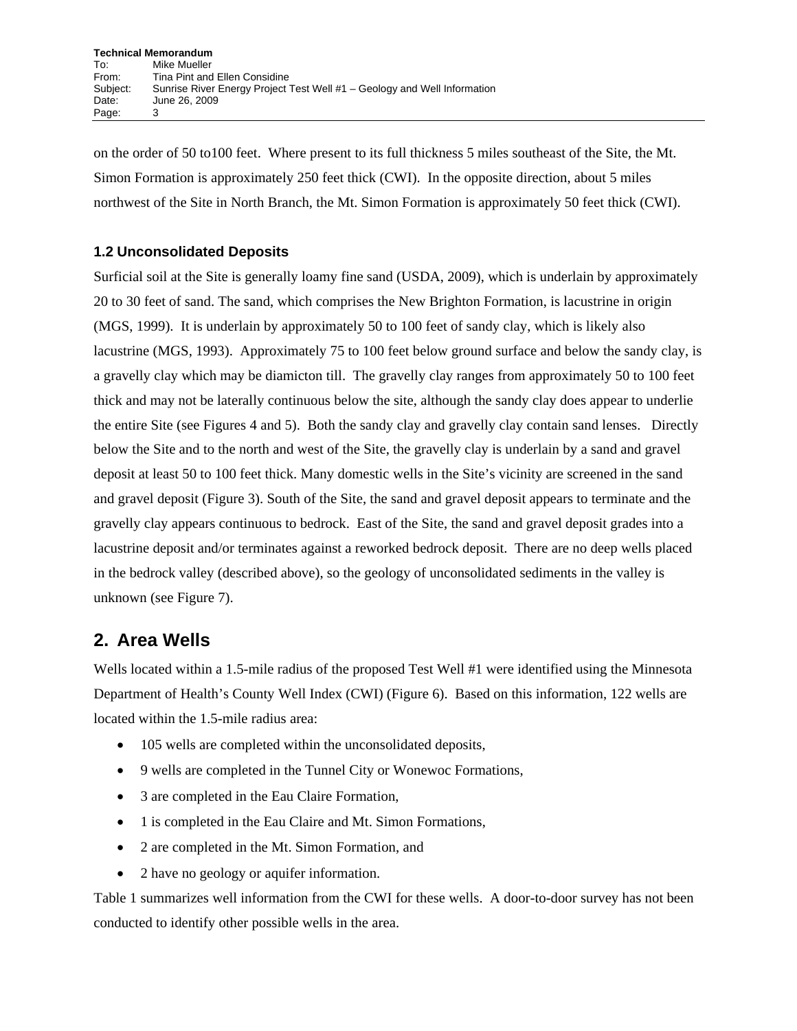on the order of 50 to100 feet. Where present to its full thickness 5 miles southeast of the Site, the Mt. Simon Formation is approximately 250 feet thick (CWI). In the opposite direction, about 5 miles northwest of the Site in North Branch, the Mt. Simon Formation is approximately 50 feet thick (CWI).

### 1.2 Unconsolidated Deposits

Surficial soil at the Site is generally loamy fine sand (USDA, 2009), which is underlain by approximately 20 to 30 feet of sand. The sand, which comprises the New Brighton Formation, is lacustrine in origin (MGS, 1999). It is underlain by approximately 50 to 100 feet of sandy clay, which is likely also lacustrine (MGS, 1993). Approximately 75 to 100 feet below ground surface and below the sandy clay, is a gravelly clay which may be diamicton till. The gravelly clay ranges from approximately 50 to 100 feet thick and may not be laterally continuous below the site, although the sandy clay does appear to underlie the entire Site (see Figures 4 and 5). Both the sandy clay and gravelly clay contain sand lenses. Directly below the Site and to the north and west of the Site, the gravelly clay is underlain by a sand and gravel deposit at least 50 to 100 feet thick. Many domestic wells in the Site's vicinity are screened in the sand and gravel deposit (Figure 3). South of the Site, the sand and gravel deposit appears to terminate and the gravelly clay appears continuous to bedrock. East of the Site, the sand and gravel deposit grades into a lacustrine deposit and/or terminates against a reworked bedrock deposit. There are no deep wells placed in the bedrock valley (described above), so the geology of unconsolidated sediments in the valley is unknown (see Figure 7).

## 2. Area Wells

Wells located within a 1.5-mile radius of the proposed Test Well #1 were identified using the Minnesota Department of Health's County Well Index (CWI) (Figure 6). Based on this information, 122 wells are located within the 1.5-mile radius area:

- 105 wells are completed within the unconsolidated deposits,
- 9 wells are completed in the Tunnel City or Wonewoc Formations,
- 3 are completed in the Eau Claire Formation,
- 1 is completed in the Eau Claire and Mt. Simon Formations,
- 2 are completed in the Mt. Simon Formation, and
- 2 have no geology or aquifer information.

Table 1 summarizes well information from the CWI for these wells. A door-to-door survey has not been conducted to identify other possible wells in the area.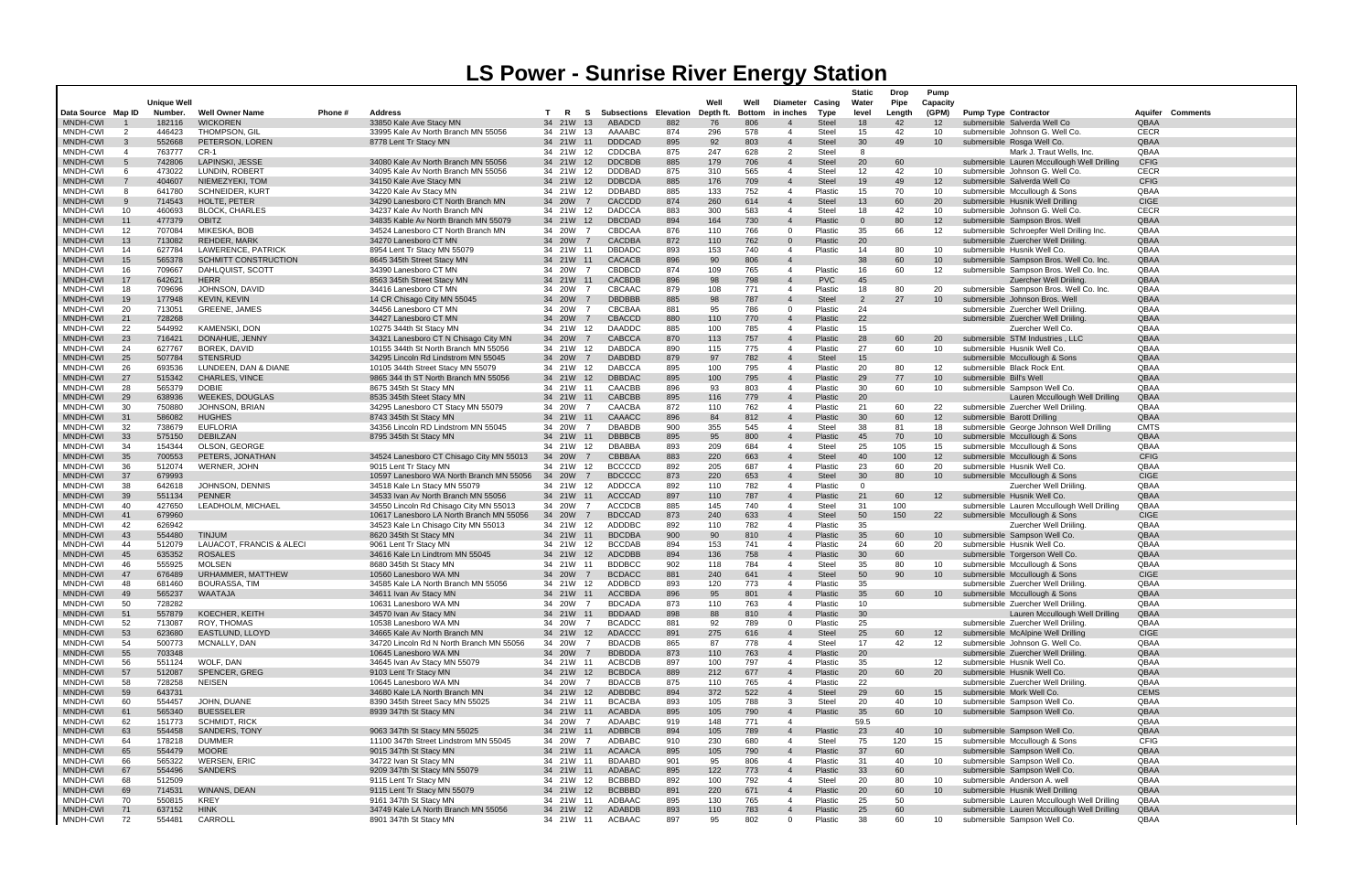# LS Power - Sunrise River Energy Station

| Data Source | Map ID | Unique Well Number. | Well Owner Name | Phone # | Address | T | R | S | Subsections | Elevation | Well Depth ft. | Well Bottom | Diameter in inches | Casing Type | Static Water level | Drop Pipe Length | Pump Capacity (GPM) | Pump Type | Contractor | Aquifer | Comments |
|---|---|---|---|---|---|---|---|---|---|---|---|---|---|---|---|---|---|---|---|---|---|
| MNDH-CWI | 1 | 182116 | WICKOREN | | 33850 Kale Ave Stacy MN | 34 | 21W | 13 | ABADCD | 882 | 76 | 806 | 4 | Steel | 18 | 42 | 12 | submersible | Salverda Well Co | QBAA | |
| MNDH-CWI | 2 | 446423 | THOMPSON, GIL | | 33995 Kale Av North Branch MN 55056 | 34 | 21W | 13 | AAAABC | 874 | 296 | 578 | 4 | Steel | 15 | 42 | 10 | submersible | Johnson G. Well Co. | CECR | |
| MNDH-CWI | 3 | 552668 | PETERSON, LOREN | | 8778 Lent Tr Stacy MN | 34 | 21W | 11 | DDDCAD | 895 | 92 | 803 | 4 | Steel | 30 | 49 | 10 | submersible | Rosga Well Co. | QBAA | |
| MNDH-CWI | 4 | 763777 | CR-1 | | | 34 | 21W | 12 | CDDCBA | 875 | 247 | 628 | 2 | Steel | 8 | | | | Mark J. Traut Wells, Inc. | QBAA | |
| MNDH-CWI | 5 | 742806 | LAPINSKI, JESSE | | 34080 Kale Av North Branch MN 55056 | 34 | 21W | 12 | DDCBDB | 885 | 179 | 706 | 4 | Steel | 20 | 60 | | submersible | Lauren Mccullough Well Drilling | CFIG | |
| MNDH-CWI | 6 | 473022 | LUNDIN, ROBERT | | 34095 Kale Av North Branch MN 55056 | 34 | 21W | 12 | DDDBAD | 875 | 310 | 565 | 4 | Steel | 12 | 42 | 10 | submersible | Johnson G. Well Co. | CECR | |
| MNDH-CWI | 7 | 404607 | NIEMEZYEKI, TOM | | 34150 Kale Ave Stacy MN | 34 | 21W | 12 | DDBCDA | 885 | 176 | 709 | 4 | Steel | 19 | 49 | 12 | submersible | Salverda Well Co | CFIG | |
| MNDH-CWI | 8 | 641780 | SCHNEIDER, KURT | | 34220 Kale Av Stacy MN | 34 | 21W | 12 | DDBABD | 885 | 133 | 752 | 4 | Plastic | 15 | 70 | 10 | submersible | Mccullough & Sons | QBAA | |
| MNDH-CWI | 9 | 714543 | HOLTE, PETER | | 34290 Lanesboro CT North Branch MN | 34 | 20W | 7 | CACCDD | 874 | 260 | 614 | 4 | Steel | 13 | 60 | 20 | submersible | Husnik Well Drilling | CIGE | |
| MNDH-CWI | 10 | 460693 | BLOCK, CHARLES | | 34237 Kale Av North Branch MN | 34 | 21W | 12 | DADCCA | 883 | 300 | 583 | 4 | Steel | 18 | 42 | 10 | submersible | Johnson G. Well Co. | CECR | |
| MNDH-CWI | 11 | 477379 | OBITZ | | 34835 Kable Av North Branch MN 55079 | 34 | 21W | 12 | DBCDAD | 894 | 164 | 730 | 4 | Plastic | 0 | 80 | 12 | submersible | Sampson Bros. Well | QBAA | |
| MNDH-CWI | 12 | 707084 | MIKESKA, BOB | | 34524 Lanesboro CT North Branch MN | 34 | 20W | 7 | CBDCAA | 876 | 110 | 766 | 0 | Plastic | 35 | 66 | 12 | submersible | Schroepfer Well Drilling Inc. | QBAA | |
| MNDH-CWI | 13 | 713082 | REHDER, MARK | | 34270 Lanesboro CT MN | 34 | 20W | 7 | CACDBA | 872 | 110 | 762 | 0 | Plastic | 20 | | | submersible | Zuercher Well Driiling. | QBAA | |
| MNDH-CWI | 14 | 627784 | LAWERENCE, PATRICK | | 8954 Lent Tr Stacy MN 55079 | 34 | 21W | 11 | DBDADC | 893 | 153 | 740 | 4 | Plastic | 14 | 80 | 10 | submersible | Husnik Well Co. | QBAA | |
| MNDH-CWI | 15 | 565378 | SCHMITT CONSTRUCTION | | 8645 345th Street Stacy MN | 34 | 21W | 11 | CACACB | 896 | 90 | 806 | 4 | | 38 | 60 | 10 | submersible | Sampson Bros. Well Co. Inc. | QBAA | |
| MNDH-CWI | 16 | 709667 | DAHLQUIST, SCOTT | | 34390 Lanesboro CT MN | 34 | 20W | 7 | CBDBCD | 874 | 109 | 765 | 4 | Plastic | 16 | 60 | 12 | submersible | Sampson Bros. Well Co. Inc. | QBAA | |
| MNDH-CWI | 17 | 642621 | HERR | | 8563 345th Street Stacy MN | 34 | 21W | 11 | CACBDB | 896 | 98 | 798 | 4 | PVC | 45 | | | | Zuercher Well Driiling. | QBAA | |
| MNDH-CWI | 18 | 709696 | JOHNSON, DAVID | | 34416 Lanesboro CT MN | 34 | 20W | 7 | CBCAAC | 879 | 108 | 771 | 4 | Plastic | 18 | 80 | 20 | submersible | Sampson Bros. Well Co. Inc. | QBAA | |
| MNDH-CWI | 19 | 177948 | KEVIN, KEVIN | | 14 CR Chisago City MN 55045 | 34 | 20W | 7 | DBDBBB | 885 | 98 | 787 | 4 | Steel | 2 | 27 | 10 | submersible | Johnson Bros. Well | QBAA | |
| MNDH-CWI | 20 | 713051 | GREENE, JAMES | | 34456 Lanesboro CT MN | 34 | 20W | 7 | CBCBAA | 881 | 95 | 786 | 0 | Plastic | 24 | | | submersible | Zuercher Well Driiling. | QBAA | |
| MNDH-CWI | 21 | 728268 | | | 34427 Lanesboro CT MN | 34 | 20W | 7 | CBACCD | 880 | 110 | 770 | 4 | Plastic | 22 | | | submersible | Zuercher Well Driiling. | QBAA | |
| MNDH-CWI | 22 | 544992 | KAMENSKI, DON | | 10275 344th St Stacy MN | 34 | 21W | 12 | DAADDC | 885 | 100 | 785 | 4 | Plastic | 15 | | | | Zuercher Well Co. | QBAA | |
| MNDH-CWI | 23 | 716421 | DONAHUE, JENNY | | 34321 Lanesboro CT N Chisago City MN | 34 | 20W | 7 | CABCCA | 870 | 113 | 757 | 4 | Plastic | 28 | 60 | 20 | submersible | STM Industries , LLC | QBAA | |
| MNDH-CWI | 24 | 627767 | BOREK, DAVID | | 10155 344th St North Branch MN 55056 | 34 | 21W | 12 | DABDCA | 890 | 115 | 775 | 4 | Plastic | 27 | 60 | 10 | submersible | Husnik Well Co. | QBAA | |
| MNDH-CWI | 25 | 507784 | STENSRUD | | 34295 Lincoln Rd Lindstrom MN 55045 | 34 | 20W | 7 | DABDBD | 879 | 97 | 782 | 4 | Steel | 15 | | | submersible | Mccullough & Sons | QBAA | |
| MNDH-CWI | 26 | 693536 | LUNDEEN, DAN & DIANE | | 10105 344th Street Stacy MN 55079 | 34 | 21W | 12 | DABCCA | 895 | 100 | 795 | 4 | Plastic | 20 | 80 | 12 | submersible | Black Rock Ent. | QBAA | |
| MNDH-CWI | 27 | 515342 | CHARLES, VINCE | | 9865 344 th ST North Branch MN 55056 | 34 | 21W | 12 | DBBDAC | 895 | 100 | 795 | 4 | Plastic | 29 | 77 | 10 | submersible | Bill's Well | QBAA | |
| MNDH-CWI | 28 | 565379 | DOBIE | | 8675 345th St Stacy MN | 34 | 21W | 11 | CAACBB | 896 | 93 | 803 | 4 | Plastic | 30 | 60 | 10 | submersible | Sampson Well Co. | QBAA | |
| MNDH-CWI | 29 | 638936 | WEEKES, DOUGLAS | | 8535 345th Steet Stacy MN | 34 | 21W | 11 | CABCBB | 895 | 116 | 779 | 4 | Plastic | 20 | | | | Lauren Mccullough Well Drilling | QBAA | |
| MNDH-CWI | 30 | 750880 | JOHNSON, BRIAN | | 34295 Lanesboro CT Stacy MN 55079 | 34 | 20W | 7 | CAACBA | 872 | 110 | 762 | 4 | Plastic | 21 | 60 | 22 | submersible | Zuercher Well Driiling. | QBAA | |
| MNDH-CWI | 31 | 586082 | HUGHES | | 8743 345th St Stacy MN | 34 | 21W | 11 | CAAACC | 896 | 84 | 812 | 4 | Plastic | 30 | 60 | 12 | submersible | Barott Drilling | QBAA | |
| MNDH-CWI | 32 | 738679 | EUFLORIA | | 34356 Lincoln RD Lindstrom MN 55045 | 34 | 20W | 7 | DBABDB | 900 | 355 | 545 | 4 | Steel | 38 | 81 | 18 | submersible | George Johnson Well Drilling | CMTS | |
| MNDH-CWI | 33 | 575150 | DEBILZAN | | 8795 345th St Stacy MN | 34 | 21W | 11 | DBBBCB | 895 | 95 | 800 | 4 | Plastic | 45 | 70 | 10 | submersible | Mccullough & Sons | QBAA | |
| MNDH-CWI | 34 | 154344 | OLSON, GEORGE | | | 34 | 21W | 12 | DBABBA | 893 | 209 | 684 | 4 | Steel | 25 | 105 | 15 | submersible | Mccullough & Sons | QBAA | |
| MNDH-CWI | 35 | 700553 | PETERS, JONATHAN | | 34524 Lanesboro CT Chisago City MN 55013 | 34 | 20W | 7 | CBBBAA | 883 | 220 | 663 | 4 | Steel | 40 | 100 | 12 | submersible | Mccullough & Sons | CFIG | |
| MNDH-CWI | 36 | 512074 | WERNER, JOHN | | 9015 Lent Tr Stacy MN | 34 | 21W | 12 | BCCCCD | 892 | 205 | 687 | 4 | Plastic | 23 | 60 | 20 | submersible | Husnik Well Co. | QBAA | |
| MNDH-CWI | 37 | 679993 | | | 10597 Lanesboro WA North Branch MN 55056 | 34 | 20W | 7 | BDCCCC | 873 | 220 | 653 | 4 | Steel | 30 | 80 | 10 | submersible | Mccullough & Sons | CIGE | |
| MNDH-CWI | 38 | 642618 | JOHNSON, DENNIS | | 34518 Kale Ln Stacy MN 55079 | 34 | 21W | 12 | ADDCCA | 892 | 110 | 782 | 4 | Plastic | 0 | | | | Zuercher Well Driiling. | QBAA | |
| MNDH-CWI | 39 | 551134 | PENNER | | 34533 Ivan Av North Branch MN 55056 | 34 | 21W | 11 | ACCCAD | 897 | 110 | 787 | 4 | Plastic | 21 | 60 | 12 | submersible | Husnik Well Co. | QBAA | |
| MNDH-CWI | 40 | 427650 | LEADHOLM, MICHAEL | | 34550 Lincoln Rd Chisago City MN 55013 | 34 | 20W | 7 | ACCDCB | 885 | 145 | 740 | 4 | Steel | 31 | 100 | | submersible | Lauren Mccullough Well Drilling | QBAA | |
| MNDH-CWI | 41 | 679960 | | | 10617 Lanesboro LA North Branch MN 55056 | 34 | 20W | 7 | BDCCAD | 873 | 240 | 633 | 4 | Steel | 50 | 150 | 22 | submersible | Mccullough & Sons | CIGE | |
| MNDH-CWI | 42 | 626942 | | | 34523 Kale Ln Chisago City MN 55013 | 34 | 21W | 12 | ADDDBC | 892 | 110 | 782 | 4 | Plastic | 35 | | | | Zuercher Well Driiling. | QBAA | |
| MNDH-CWI | 43 | 554480 | TINJUM | | 8620 345th St Stacy MN | 34 | 21W | 11 | BDCDBA | 900 | 90 | 810 | 4 | Plastic | 35 | 60 | 10 | submersible | Sampson Well Co. | QBAA | |
| MNDH-CWI | 44 | 512079 | LAUACOT, FRANCIS & ALECI | | 9061 Lent Tr Stacy MN | 34 | 21W | 12 | BCCDAB | 894 | 153 | 741 | 4 | Plastic | 24 | 60 | 20 | submersible | Husnik Well Co. | QBAA | |
| MNDH-CWI | 45 | 635352 | ROSALES | | 34616 Kale Ln Lindtrom MN 55045 | 34 | 21W | 12 | ADCDBB | 894 | 136 | 758 | 4 | Plastic | 30 | 60 | | submersible | Torgerson Well Co. | QBAA | |
| MNDH-CWI | 46 | 555925 | MOLSEN | | 8680 345th St Stacy MN | 34 | 21W | 11 | BDDBCC | 902 | 118 | 784 | 4 | Steel | 35 | 80 | 10 | submersible | Mccullough & Sons | QBAA | |
| MNDH-CWI | 47 | 676489 | URHAMMER, MATTHEW | | 10560 Lanesboro WA MN | 34 | 20W | 7 | BCDACC | 881 | 240 | 641 | 4 | Steel | 50 | 90 | 10 | submersible | Mccullough & Sons | CIGE | |
| MNDH-CWI | 48 | 681460 | BOURASSA, TIM | | 34585 Kale LA North Branch MN 55056 | 34 | 21W | 12 | ADDBCD | 893 | 120 | 773 | 4 | Plastic | 35 | | | submersible | Zuercher Well Driiling. | QBAA | |
| MNDH-CWI | 49 | 565237 | WAATAJA | | 34611 Ivan Av Stacy MN | 34 | 21W | 11 | ACCBDA | 896 | 95 | 801 | 4 | Plastic | 35 | 60 | 10 | submersible | Mccullough & Sons | QBAA | |
| MNDH-CWI | 50 | 728282 | | | 10631 Lanesboro WA MN | 34 | 20W | 7 | BDCADA | 873 | 110 | 763 | 4 | Plastic | 10 | | | submersible | Zuercher Well Driiling. | QBAA | |
| MNDH-CWI | 51 | 557879 | KOECHER, KEITH | | 34570 Ivan Av Stacy MN | 34 | 21W | 11 | BDDAAD | 898 | 88 | 810 | 4 | Plastic | 30 | | | | Lauren Mccullough Well Drilling | QBAA | |
| MNDH-CWI | 52 | 713087 | ROY, THOMAS | | 10538 Lanesboro WA MN | 34 | 20W | 7 | BCADCC | 881 | 92 | 789 | 0 | Plastic | 25 | | | submersible | Zuercher Well Driiling. | QBAA | |
| MNDH-CWI | 53 | 623680 | EASTLUND, LLOYD | | 34665 Kale Av North Branch MN | 34 | 21W | 12 | ADACCC | 891 | 275 | 616 | 4 | Steel | 25 | 60 | 12 | submersible | McAlpine Well Drilling | CIGE | |
| MNDH-CWI | 54 | 500773 | MCNALLY, DAN | | 34720 Lincoln Rd N North Branch MN 55056 | 34 | 20W | 7 | BDACDB | 865 | 87 | 778 | 4 | Steel | 17 | 42 | 12 | submersible | Johnson G. Well Co. | QBAA | |
| MNDH-CWI | 55 | 703348 | | | 10645 Lanesboro WA MN | 34 | 20W | 7 | BDBDDA | 873 | 110 | 763 | 4 | Plastic | 20 | | | submersible | Zuercher Well Driiling. | QBAA | |
| MNDH-CWI | 56 | 551124 | WOLF, DAN | | 34645 Ivan Av Stacy MN 55079 | 34 | 21W | 11 | ACBCDB | 897 | 100 | 797 | 4 | Plastic | 35 | | 12 | submersible | Husnik Well Co. | QBAA | |
| MNDH-CWI | 57 | 512087 | SPENCER, GREG | | 9103 Lent Tr Stacy MN | 34 | 21W | 12 | BCBDCA | 889 | 212 | 677 | 4 | Plastic | 20 | 60 | 20 | submersible | Husnik Well Co. | QBAA | |
| MNDH-CWI | 58 | 728258 | NEISEN | | 10645 Lanesboro WA MN | 34 | 20W | 7 | BDACCB | 875 | 110 | 765 | 4 | Plastic | 22 | | | submersible | Zuercher Well Driiling. | QBAA | |
| MNDH-CWI | 59 | 643731 | | | 34680 Kale LA North Branch MN | 34 | 21W | 12 | ADBDBC | 894 | 372 | 522 | 4 | Steel | 29 | 60 | 15 | submersible | Mork Well Co. | CEMS | |
| MNDH-CWI | 60 | 554457 | JOHN, DUANE | | 8390 345th Street Sacy MN 55025 | 34 | 21W | 11 | BCACBA | 893 | 105 | 788 | 3 | Steel | 20 | 40 | 10 | submersible | Sampson Well Co. | QBAA | |
| MNDH-CWI | 61 | 565340 | BUESSELER | | 8939 347th St Stacy MN | 34 | 21W | 11 | ACABDA | 895 | 105 | 790 | 4 | Plastic | 35 | 60 | 10 | submersible | Sampson Well Co. | QBAA | |
| MNDH-CWI | 62 | 151773 | SCHMIDT, RICK | | | 34 | 20W | 7 | ADAABC | 919 | 148 | 771 | 4 | | 59.5 | | | | | QBAA | |
| MNDH-CWI | 63 | 554458 | SANDERS, TONY | | 9063 347th St Stacy MN 55025 | 34 | 21W | 11 | ADBBCB | 894 | 105 | 789 | 4 | Plastic | 23 | 40 | 10 | submersible | Sampson Well Co. | QBAA | |
| MNDH-CWI | 64 | 178218 | DUMMER | | 11100 347th Street Lindstrom MN 55045 | 34 | 20W | 7 | ADBABC | 910 | 230 | 680 | 4 | Steel | 75 | 120 | 15 | submersible | Mccullough & Sons | CFIG | |
| MNDH-CWI | 65 | 554479 | MOORE | | 9015 347th St Stacy MN | 34 | 21W | 11 | ACAACA | 895 | 105 | 790 | 4 | Plastic | 37 | 60 | | submersible | Sampson Well Co. | QBAA | |
| MNDH-CWI | 66 | 565322 | WERSEN, ERIC | | 34722 Ivan St Stacy MN | 34 | 21W | 11 | BDAABD | 901 | 95 | 806 | 4 | Plastic | 31 | 40 | 10 | submersible | Sampson Well Co. | QBAA | |
| MNDH-CWI | 67 | 554496 | SANDERS | | 9209 347th St Stacy MN 55079 | 34 | 21W | 11 | ADABAC | 895 | 122 | 773 | 4 | Plastic | 33 | 60 | | submersible | Sampson Well Co. | QBAA | |
| MNDH-CWI | 68 | 512509 | | | 9115 Lent Tr Stacy MN | 34 | 21W | 12 | BCBBBD | 892 | 100 | 792 | 4 | Steel | 20 | 80 | 10 | submersible | Anderson A. well | QBAA | |
| MNDH-CWI | 69 | 714531 | WINANS, DEAN | | 9115 Lent Tr Stacy MN 55079 | 34 | 21W | 12 | BCBBBD | 891 | 220 | 671 | 4 | Plastic | 20 | 60 | 10 | submersible | Husnik Well Drilling | QBAA | |
| MNDH-CWI | 70 | 550815 | KREY | | 9161 347th St Stacy MN | 34 | 21W | 11 | ADBAAC | 895 | 130 | 765 | 4 | Plastic | 25 | 50 | | submersible | Lauren Mccullough Well Drilling | QBAA | |
| MNDH-CWI | 71 | 637152 | HINK | | 34749 Kale LA North Branch MN 55056 | 34 | 21W | 12 | ADABDB | 893 | 110 | 783 | 4 | Plastic | 25 | 60 | | submersible | Lauren Mccullough Well Drilling | QBAA | |
| MNDH-CWI | 72 | 554481 | CARROLL | | 8901 347th St Stacy MN | 34 | 21W | 11 | ACBAAC | 897 | 95 | 802 | 0 | Plastic | 38 | 60 | 10 | submersible | Sampson Well Co. | QBAA | |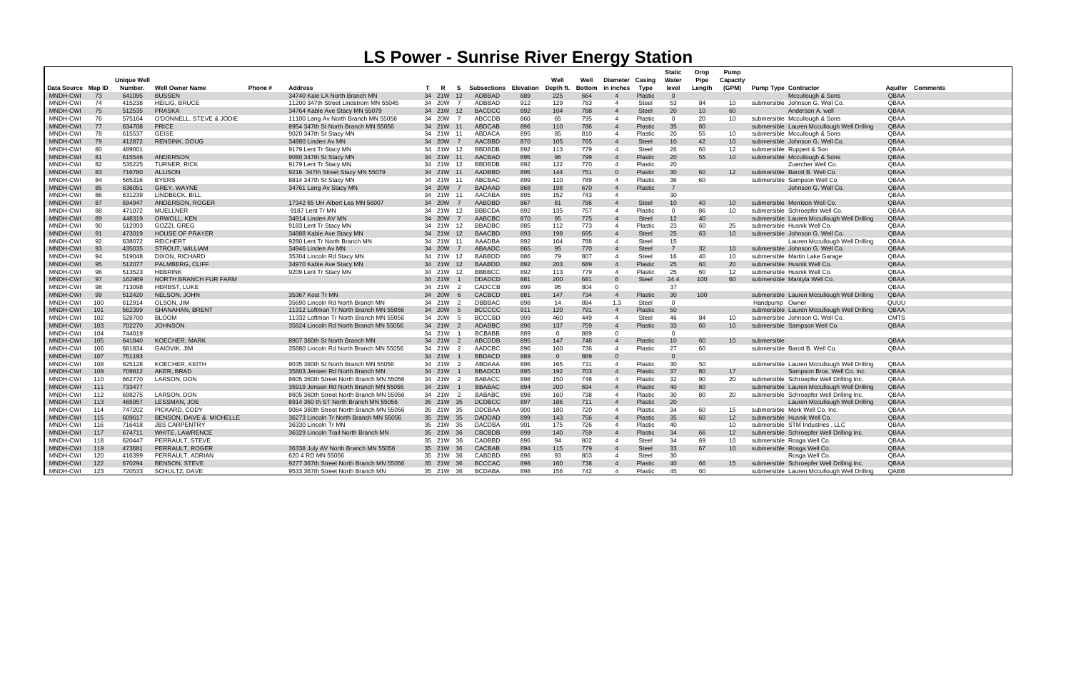# LS Power - Sunrise River Energy Station

| Data Source | Map ID | Unique Well Number. | Well Owner Name | Phone # | Address | T | R | S | Subsections | Elevation | Well Depth ft. | Well Bottom | Diameter in inches | Casing Type | Static Water level | Drop Pipe Length | Pump Capacity (GPM) | Pump Type | Contractor | Aquifer | Comments |
|---|---|---|---|---|---|---|---|---|---|---|---|---|---|---|---|---|---|---|---|---|---|
| MNDH-CWI | 73 | 641095 | BUSSEN | | 34740 Kale LA North Branch MN | 34 | 21W | 12 | ADBBAD | 889 | 225 | 664 | 4 | Plastic | 0 | | | | Mccullough & Sons | QBAA | |
| MNDH-CWI | 74 | 415238 | HEILIG, BRUCE | | 11200 347th Street Lindstrom MN 55045 | 34 | 20W | 7 | ADBBAD | 912 | 129 | 783 | 4 | Steel | 53 | 84 | 10 | submersible | Johnson G. Well Co. | QBAA | |
| MNDH-CWI | 75 | 512535 | PRASKA | | 34764 Kable Ave Stacy MN 55079 | 34 | 21W | 12 | BACDCC | 892 | 104 | 788 | 4 | Steel | 20 | 10 | 60 | | Anderson A. well | QBAA | |
| MNDH-CWI | 76 | 575164 | O'DONNELL, STEVE & JODIE | | 11100 Lang Av North Branch MN 55056 | 34 | 20W | 7 | ABCCDB | 860 | 65 | 795 | 4 | Plastic | 0 | 20 | 10 | submersible | Mccullough & Sons | QBAA | |
| MNDH-CWI | 77 | 634708 | PRICE | | 8954 347th St North Branch MN 55056 | 34 | 21W | 11 | ABDCAB | 896 | 110 | 786 | 4 | Plastic | 35 | 80 | | submersible | Lauren Mccullough Well Drilling | QBAA | |
| MNDH-CWI | 78 | 615537 | GEISE | | 9020 347th St Stacy MN | 34 | 21W | 11 | ABDACA | 895 | 85 | 810 | 4 | Plastic | 20 | 55 | 10 | submersible | Mccullough & Sons | QBAA | |
| MNDH-CWI | 79 | 412872 | RENSINK, DOUG | | 34880 Linden Av MN | 34 | 20W | 7 | AACBBD | 870 | 105 | 765 | 4 | Steel | 10 | 42 | 10 | submersible | Johnson G. Well Co. | QBAA | |
| MNDH-CWI | 80 | 489001 | | | 9179 Lent Tr Stacy MN | 34 | 21W | 12 | BBDBDB | 892 | 113 | 779 | 4 | Steel | 26 | 60 | 12 | submersible | Ruppert & Son | QBAA | |
| MNDH-CWI | 81 | 615546 | ANDERSON | | 9080 347th St Stacy MN | 34 | 21W | 11 | AACBAD | 895 | 96 | 799 | 4 | Plastic | 20 | 55 | 10 | submersible | Mccullough & Sons | QBAA | |
| MNDH-CWI | 82 | 535225 | TURNER, RICK | | 9179 Lent Tr Stacy MN | 34 | 21W | 12 | BBDBDB | 892 | 122 | 770 | 4 | Plastic | 20 | | | | Zuercher Well Co. | QBAA | |
| MNDH-CWI | 83 | 716780 | ALLISON | | 9216 347th Street Stacy MN 55079 | 34 | 21W | 11 | AADBBD | 895 | 144 | 751 | 0 | Plastic | 30 | 60 | 12 | submersible | Barott B. Well Co. | QBAA | |
| MNDH-CWI | 84 | 565316 | BYERS | | 8814 347th St Stacy MN | 34 | 21W | 11 | ABCBAC | 899 | 110 | 789 | 4 | Plastic | 36 | 60 | | submersible | Sampson Well Co. | QBAA | |
| MNDH-CWI | 85 | 636051 | GREY, WAYNE | | 34761 Lang Av Stacy MN | 34 | 20W | 7 | BADAAD | 868 | 198 | 670 | 4 | Plastic | 7 | | | | Johnson G. Well Co. | QBAA | |
| MNDH-CWI | 86 | 631239 | LINDBECK, BILL | | | 34 | 21W | 11 | AACABA | 895 | 152 | 743 | 4 | | 30 | | | | | QBAA | |
| MNDH-CWI | 87 | 694947 | ANDERSON, ROGER | | 17342 65 UH Albert Lea MN 56007 | 34 | 20W | 7 | AABDBD | 867 | 81 | 786 | 4 | Steel | 10 | 40 | 10 | submersible | Morrison Well Co. | QBAA | |
| MNDH-CWI | 88 | 471072 | MUELLNER | | 9187 Lent Tr MN | 34 | 21W | 12 | BBBCDA | 892 | 135 | 757 | 4 | Plastic | 0 | 86 | 10 | submersible | Schroepfer Well Co. | QBAA | |
| MNDH-CWI | 89 | 448319 | ORWOLL, KEN | | 34914 Linden AV MN | 34 | 20W | 7 | AABCBC | 870 | 95 | 775 | 4 | Steel | 12 | 40 | | submersible | Lauren Mccullough Well Drilling | QBAA | |
| MNDH-CWI | 90 | 512093 | GOZZI, GREG | | 9183 Lent Tr Stacy MN | 34 | 21W | 12 | BBADBC | 885 | 112 | 773 | 4 | Plastic | 23 | 60 | 25 | submersible | Husnik Well Co. | QBAA | |
| MNDH-CWI | 91 | 473019 | HOUSE OF PRAYER | | 34888 Kable Ave Stacy MN | 34 | 21W | 12 | BAACBD | 893 | 198 | 695 | 4 | Steel | 25 | 63 | 10 | submersible | Johnson G. Well Co. | QBAA | |
| MNDH-CWI | 92 | 638072 | REICHERT | | 9280 Lent Tr North Branch MN | 34 | 21W | 11 | AAADBA | 892 | 104 | 788 | 4 | Steel | 15 | | | | Lauren Mccullough Well Drilling | QBAA | |
| MNDH-CWI | 93 | 435035 | STROUT, WILLIAM | | 34946 Linden Av MN | 34 | 20W | 7 | ABAADC | 865 | 95 | 770 | 4 | Steel | 7 | 32 | 10 | submersible | Johnson G. Well Co. | QBAA | |
| MNDH-CWI | 94 | 519048 | DIXON, RICHARD | | 35304 Lincoln Rd Stacy MN | 34 | 21W | 12 | BABBDD | 886 | 79 | 807 | 4 | Steel | 16 | 40 | 10 | submersible | Martin Lake Garage | QBAA | |
| MNDH-CWI | 95 | 512077 | PALMBERG, CLIFF | | 34970 Kable Ave Stacy MN | 34 | 21W | 12 | BAABDD | 892 | 203 | 689 | 4 | Plastic | 25 | 60 | 20 | submersible | Husnik Well Co. | QBAA | |
| MNDH-CWI | 96 | 513523 | HEBRINK | | 9209 Lent Tr Stacy MN | 34 | 21W | 12 | BBBBCC | 892 | 113 | 779 | 4 | Plastic | 25 | 60 | 12 | submersible | Husnik Well Co. | QBAA | |
| MNDH-CWI | 97 | 162969 | NORTH BRANCH FUR FARM | | | 34 | 21W | 1 | DDADCD | 881 | 200 | 681 | 6 | Steel | 24.4 | 100 | 60 | submersible | Mantyla Well Co. | QBAA | |
| MNDH-CWI | 98 | 713098 | HERBST, LUKE | | | 34 | 21W | 2 | CADCCB | 899 | 95 | 804 | 0 | | 37 | | | | | QBAA | |
| MNDH-CWI | 99 | 512420 | NELSON, JOHN | | 35367 Kost Tr MN | 34 | 20W | 6 | CACBCD | 881 | 147 | 734 | 4 | Plastic | 30 | 100 | | submersible | Lauren Mccullough Well Drilling | QBAA | |
| MNDH-CWI | 100 | 612914 | OLSON, JIM | | 35690 Lincoln Rd North Branch MN | 34 | 21W | 2 | DBBBAC | 898 | 14 | 884 | 1.3 | Steel | 0 | | | Handpump | Owner | QUUU | |
| MNDH-CWI | 101 | 562399 | SHANAHAN, BRENT | | 11312 Loftman Tr North Branch MN 55056 | 34 | 20W | 5 | BCCCCC | 911 | 120 | 791 | 4 | Plastic | 50 | | | submersible | Lauren Mccullough Well Drilling | QBAA | |
| MNDH-CWI | 102 | 528700 | BLOOM | | 11332 Loftman Tr North Branch MN 55056 | 34 | 20W | 5 | BCCCBD | 909 | 460 | 449 | 4 | Steel | 46 | 84 | 10 | submersible | Johnson G. Well Co. | CMTS | |
| MNDH-CWI | 103 | 702270 | JOHNSON | | 35824 Lincoln Rd North Branch MN 55056 | 34 | 21W | 2 | ADABBC | 896 | 137 | 759 | 4 | Plastic | 33 | 60 | 10 | submersible | Sampson Well Co. | QBAA | |
| MNDH-CWI | 104 | 744019 | | | | 34 | 21W | 1 | BCBABB | 889 | 0 | 889 | 0 | | 0 | | | | | | |
| MNDH-CWI | 105 | 641840 | KOECHER, MARK | | 8907 360th St North Branch MN | 34 | 21W | 2 | ABCDDB | 895 | 147 | 748 | 4 | Plastic | 10 | 60 | 10 | submersible | | QBAA | |
| MNDH-CWI | 106 | 681834 | GAIOVIK, JIM | | 35880 Lincoln Rd North Branch MN 55056 | 34 | 21W | 2 | AADCBC | 896 | 160 | 736 | 4 | Plastic | 27 | 60 | | submersible | Barott B. Well Co. | QBAA | |
| MNDH-CWI | 107 | 761193 | | | | 34 | 21W | 1 | BBDACD | 889 | 0 | 889 | 0 | | 0 | | | | | | |
| MNDH-CWI | 108 | 625128 | KOECHER, KEITH | | 9035 360th St North Branch MN 55056 | 34 | 21W | 2 | ABDAAA | 896 | 165 | 731 | 4 | Plastic | 30 | 50 | | submersible | Lauren Mccullough Well Drilling | QBAA | |
| MNDH-CWI | 109 | 709812 | AKER, BRAD | | 35803 Jensen Rd North Branch MN | 34 | 21W | 1 | BBADCD | 895 | 192 | 703 | 4 | Plastic | 37 | 80 | 17 | | Sampson Bros. Well Co. Inc. | QBAA | |
| MNDH-CWI | 110 | 662770 | LARSON, DON | | 8605 360th Street North Branch MN 55056 | 34 | 21W | 2 | BABACC | 898 | 150 | 748 | 4 | Plastic | 32 | 90 | 20 | submersible | Schroepfer Well Drilling Inc. | QBAA | |
| MNDH-CWI | 111 | 733477 | | | 35919 Jensen Rd North Branch MN 55056 | 34 | 21W | 1 | BBABAC | 894 | 200 | 694 | 4 | Plastic | 40 | 80 | | submersible | Lauren Mccullough Well Drilling | QBAA | |
| MNDH-CWI | 112 | 698275 | LARSON, DON | | 8605 360th Street North Branch MN 55056 | 34 | 21W | 2 | BABABC | 898 | 160 | 738 | 4 | Plastic | 30 | 80 | 20 | submersible | Schroepfer Well Drilling Inc. | QBAA | |
| MNDH-CWI | 113 | 465957 | LESSMAN, JOE | | 8914 360 th ST North Branch MN 55056 | 35 | 21W | 35 | DCDBCC | 897 | 186 | 711 | 4 | Plastic | 20 | | | | Lauren Mccullough Well Drilling | QBAA | |
| MNDH-CWI | 114 | 747202 | PICKARD, CODY | | 9084 360th Street North Branch MN 55056 | 35 | 21W | 35 | DDCBAA | 900 | 180 | 720 | 4 | Plastic | 34 | 60 | 15 | submersible | Mork Well Co. Inc. | QBAA | |
| MNDH-CWI | 115 | 609617 | BENSON, DAVE & MICHELLE | | 36273 Lincoln Tr North Branch MN 55056 | 35 | 21W | 35 | DADDAD | 899 | 143 | 756 | 4 | Plastic | 35 | 60 | 12 | submersible | Husnik Well Co. | QBAA | |
| MNDH-CWI | 116 | 716418 | JBS CARPENTRY | | 36330 Lincoln Tr MN | 35 | 21W | 35 | DACDBA | 901 | 175 | 726 | 4 | Plastic | 40 | | 10 | submersible | STM Industries , LLC | QBAA | |
| MNDH-CWI | 117 | 674711 | WHITE, LAWRENCE | | 36329 Lincoln Trail North Branch MN | 35 | 21W | 36 | CBCBDB | 899 | 140 | 759 | 4 | Plastic | 34 | 66 | 12 | submersible | Schroepfer Well Drilling Inc. | QBAA | |
| MNDH-CWI | 118 | 620447 | PERRAULT, STEVE | | | 35 | 21W | 36 | CADBBD | 896 | 94 | 802 | 4 | Steel | 34 | 69 | 10 | submersible | Rosga Well Co. | QBAA | |
| MNDH-CWI | 119 | 473681 | PERRAULT, ROGER | | 36338 July AV North Branch MN 55056 | 35 | 21W | 36 | CACBAB | 894 | 115 | 779 | 4 | Steel | 33 | 67 | 10 | submersible | Rosga Well Co. | QBAA | |
| MNDH-CWI | 120 | 416399 | PERRAULT, ADRIAN | | 620 4 RD MN 55056 | 35 | 21W | 36 | CABDBD | 896 | 93 | 803 | 4 | Steel | 30 | | | | Rosga Well Co. | QBAA | |
| MNDH-CWI | 122 | 670294 | BENSON, STEVE | | 9277 367th Street North Branch MN 55056 | 35 | 21W | 36 | BCCCAC | 898 | 160 | 738 | 4 | Plastic | 40 | 66 | 15 | submersible | Schroepfer Well Drilling Inc. | QBAA | |
| MNDH-CWI | 123 | 720533 | SCHULTZ, DAVE | | 9533 367th Street North Branch MN | 35 | 21W | 36 | BCDABA | 898 | 156 | 742 | 4 | Plastic | 45 | 60 | | submersible | Lauren Mccullough Well Drilling | QABB | |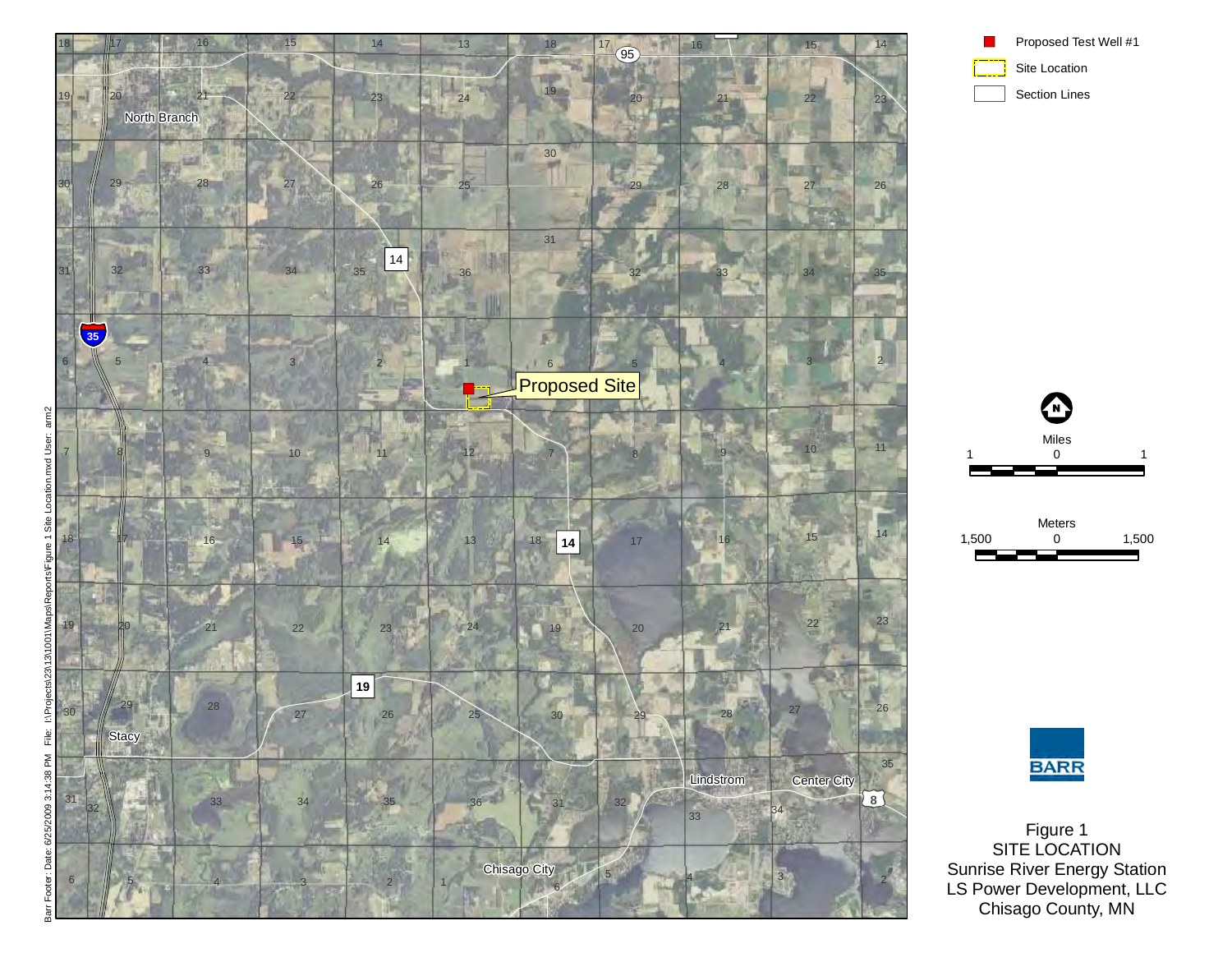Proposed Test Well #1

Site Location

Section Lines

Proposed Site

North Branch

Stacy

Lindstrom

Center City

Chisago City

Miles

1 0 1

Meters

1,500 0 1,500

BARR

Figure 1
SITE LOCATION
Sunrise River Energy Station
LS Power Development, LLC
Chisago County, MN

Barr Footer: Date: 6/25/2009 3:14:38 PM File: I:\Projects\23\13\1001\Maps\Reports\Figure 1 Site Location.mxd User: arm2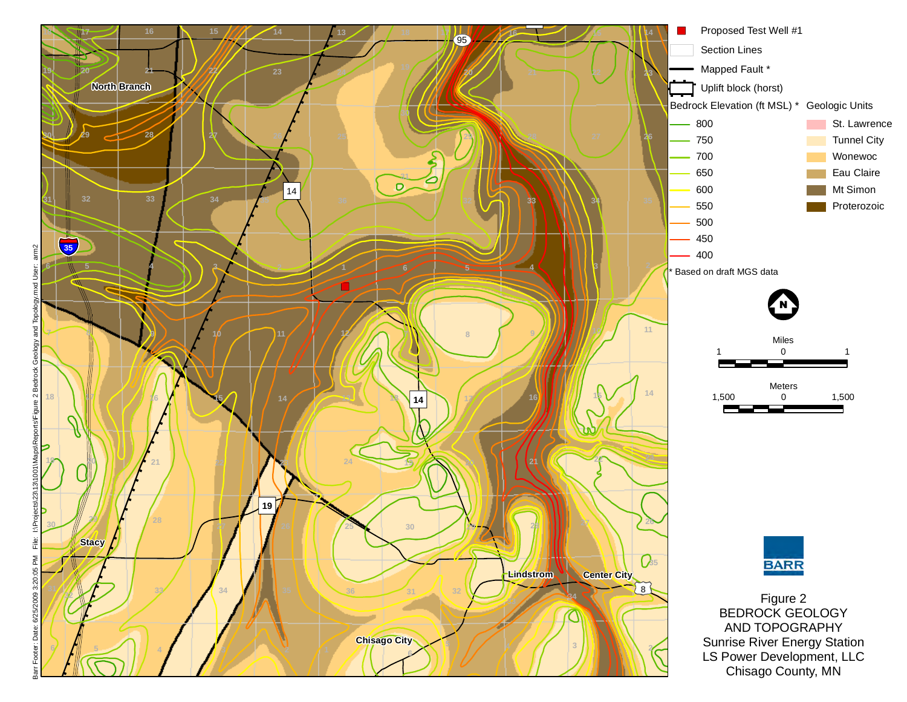- Proposed Test Well #1
- Section Lines
- Mapped Fault *
- Uplift block (horst)

**Bedrock Elevation (ft MSL) ***

- 800
- 750
- 700
- 650
- 600
- 550
- 500
- 450
- 400

**Geologic Units**

- St. Lawrence
- Tunnel City
- Wonewoc
- Eau Claire
- Mt Simon
- Proterozoic

\* Based on draft MGS data

Miles: 1 0 1

Meters: 1,500 0 1,500

North Branch

Stacy

Lindstrom

Center City

Chisago City

BARR

Figure 2
BEDROCK GEOLOGY
AND TOPOGRAPHY
Sunrise River Energy Station
LS Power Development, LLC
Chisago County, MN

Barr Footer: Date: 6/25/2009 3:20:05 PM File: I:\Projects\23\13\1001\Maps\Reports\Figure 2 Bedrock Geology and Topology.mxd User: arn2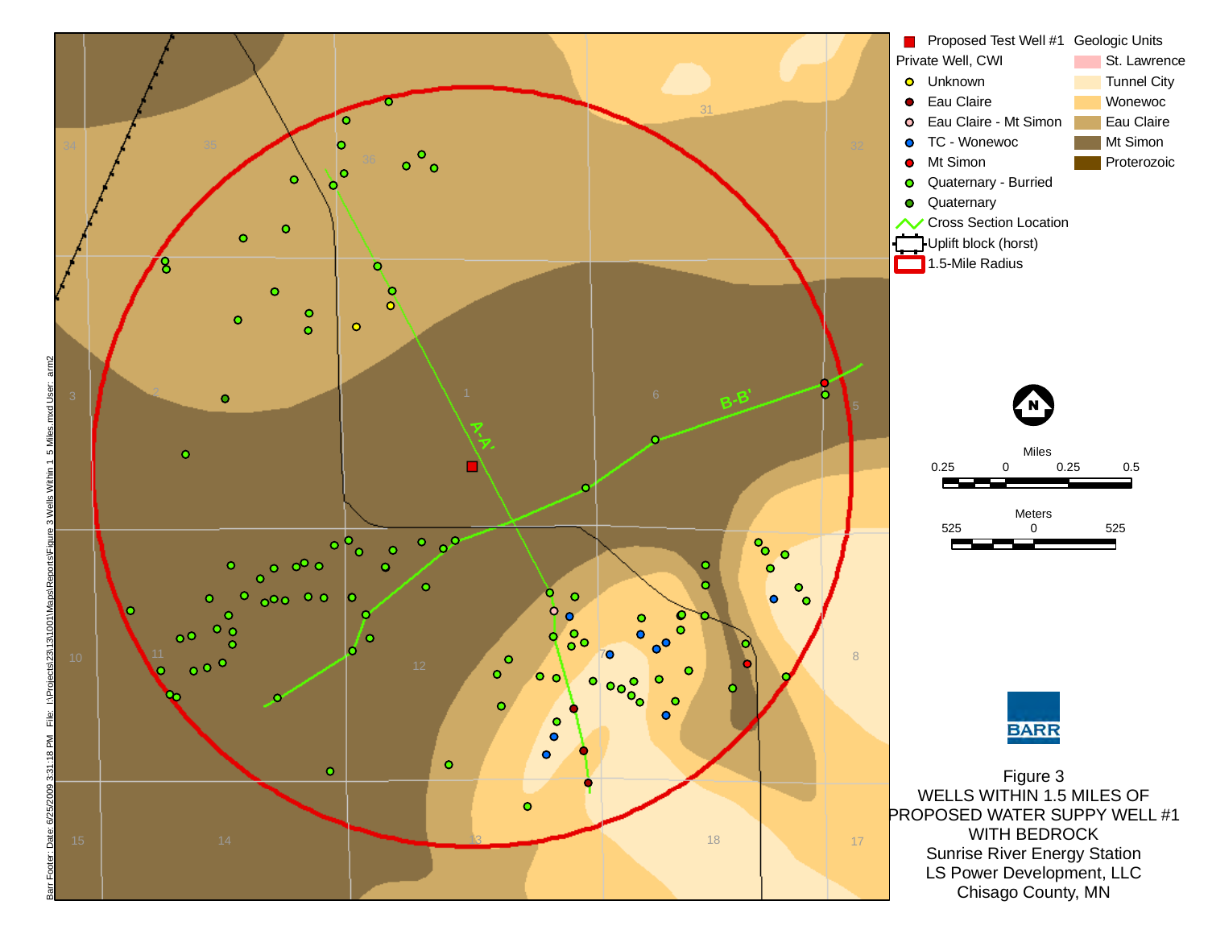Proposed Test Well #1

Private Well, CWI

- Unknown
- Eau Claire
- Eau Claire - Mt Simon
- TC - Wonewoc
- Mt Simon
- Quaternary - Burried
- Quaternary

Cross Section Location

Uplift block (horst)

1.5-Mile Radius

Geologic Units

- St. Lawrence
- Tunnel City
- Wonewoc
- Eau Claire
- Mt Simon
- Proterozoic

Miles

0.25 0 0.25 0.5

Meters

525 0 525

BARR

Figure 3
WELLS WITHIN 1.5 MILES OF PROPOSED WATER SUPPY WELL #1 WITH BEDROCK
Sunrise River Energy Station
LS Power Development, LLC
Chisago County, MN

Barr Footer: Date: 6/25/2009 3:31:18 PM File: I:\Projects\23\13\1001\Maps\Reports\Figure 3 Wells Within 1_5 Miles.mxd User: arm2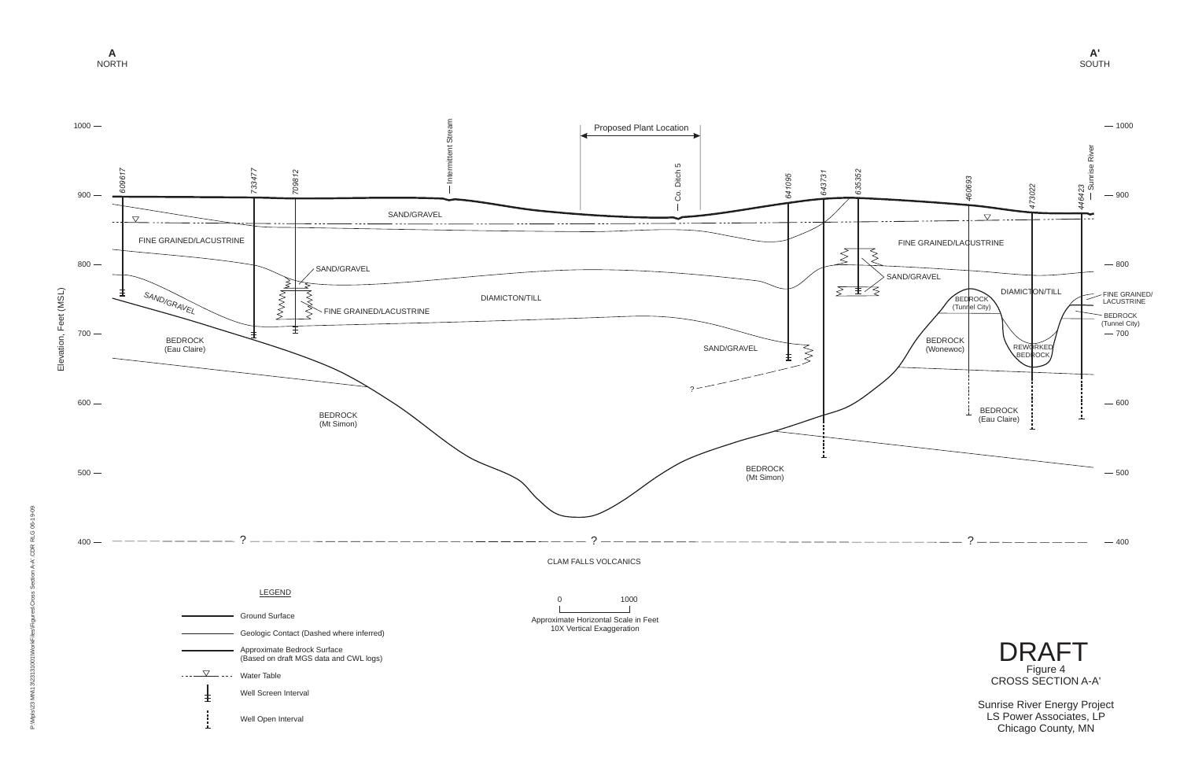A
NORTH

A'
SOUTH

Proposed Plant Location

Elevation, Feet (MSL)

1000, 900, 800, 700, 600, 500, 400

609617 · 733477 · 709812 · Intermittent Stream · Co. Ditch 5 · 641095 · 643731 · 635352 · 460693 · 473022 · 446423 · Sunrise River

SAND/GRAVEL

FINE GRAINED/LACUSTRINE

SAND/GRAVEL

SAND/GRAVEL

FINE GRAINED/LACUSTRINE

DIAMICTON/TILL

BEDROCK (Eau Claire)

SAND/GRAVEL

FINE GRAINED/LACUSTRINE

SAND/GRAVEL

DIAMICTON/TILL

BEDROCK (Tunnel City)

BEDROCK (Wonewoc)

REWORKED BEDROCK

FINE GRAINED/ LACUSTRINE

BEDROCK (Tunnel City)

BEDROCK (Mt Simon)

BEDROCK (Mt Simon)

BEDROCK (Eau Claire)

CLAM FALLS VOLCANICS

LEGEND

- Ground Surface
- Geologic Contact (Dashed where inferred)
- Approximate Bedrock Surface (Based on draft MGS data and CWL logs)
- Water Table
- Well Screen Interval
- Well Open Interval

0 1000

Approximate Horizontal Scale in Feet
10X Vertical Exaggeration

DRAFT

Figure 4
CROSS SECTION A-A'

Sunrise River Energy Project
LS Power Associates, LP
Chicago County, MN

P:\Mpls\23 MN\13\2313\1001\WorkFiles\Figures\Cross Section A-A'.CDR RLG 06-19-09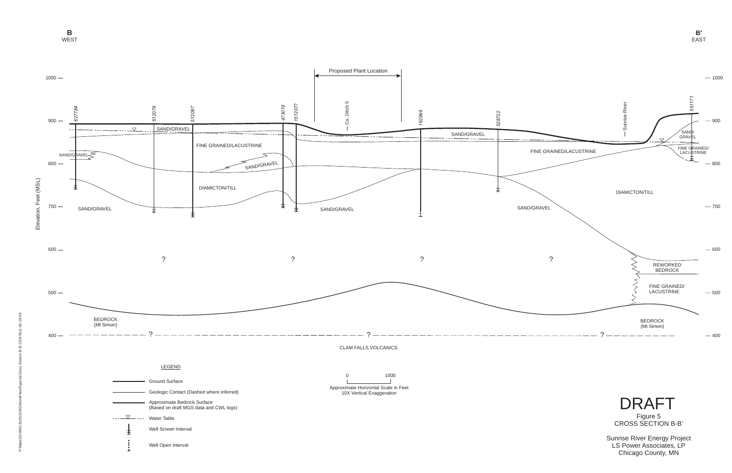**B**
WEST

**B'**
EAST

Proposed Plant Location

Elevation, Feet (MSL)

1000 — 900 — 800 — 700 — 600 — 500 — 400

627784 512079 512087 473019 1512077 Co. Ditch 5 162969 528722 Sunrise River 551171

SAND/GRAVEL

FINE GRAINED/LACUSTRINE

SAND/GRAVEL

SAND/GRAVEL

DIAMICTON/TILL

SAND/GRAVEL

SAND/GRAVEL

SAND/GRAVEL

FINE GRAINED/LACUSTRINE

SAND/GRAVEL

DIAMICTON/TILL

SAND/GRAVEL

FINE GRAINED/ LACUSTRINE

REWORKED BEDROCK

FINE GRAINED/ LACUSTRINE

? ? ? ?

BEDROCK (Mt Simon)

BEDROCK (Mt Simon)

CLAM FALLS VOLCANICS

LEGEND

- Ground Surface
- Geologic Contact (Dashed where inferred)
- Approximate Bedrock Surface (Based on draft MGS data and CWL logs)
- Water Table
- Well Screen Interval
- Well Open Interval

0 1000
Approximate Horizontal Scale in Feet
10X Vertical Exaggeration

DRAFT

Figure 5
CROSS SECTION B-B'

Sunrise River Energy Project
LS Power Associates, LP
Chicago County, MN

P:\Mpls\23 MN\13\23131001\WorkFiles\Figures\Cross Section B-B' CDR RLG 06-19-09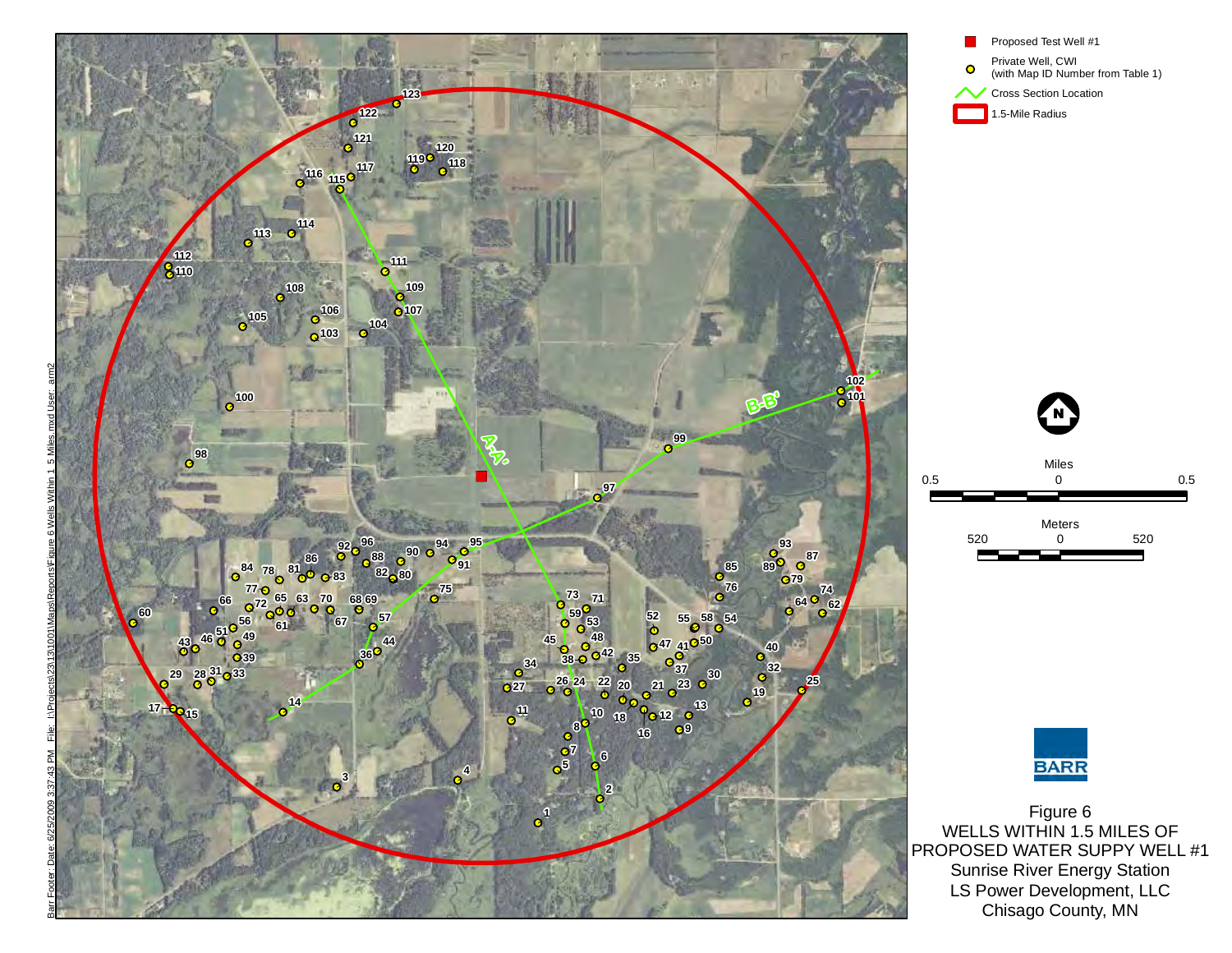Proposed Test Well #1

Private Well, CWI (with Map ID Number from Table 1)

Cross Section Location

1.5-Mile Radius

Miles

0.5 0 0.5

Meters

520 0 520

BARR

Figure 6

WELLS WITHIN 1.5 MILES OF PROPOSED WATER SUPPY WELL #1

Sunrise River Energy Station

LS Power Development, LLC

Chisago County, MN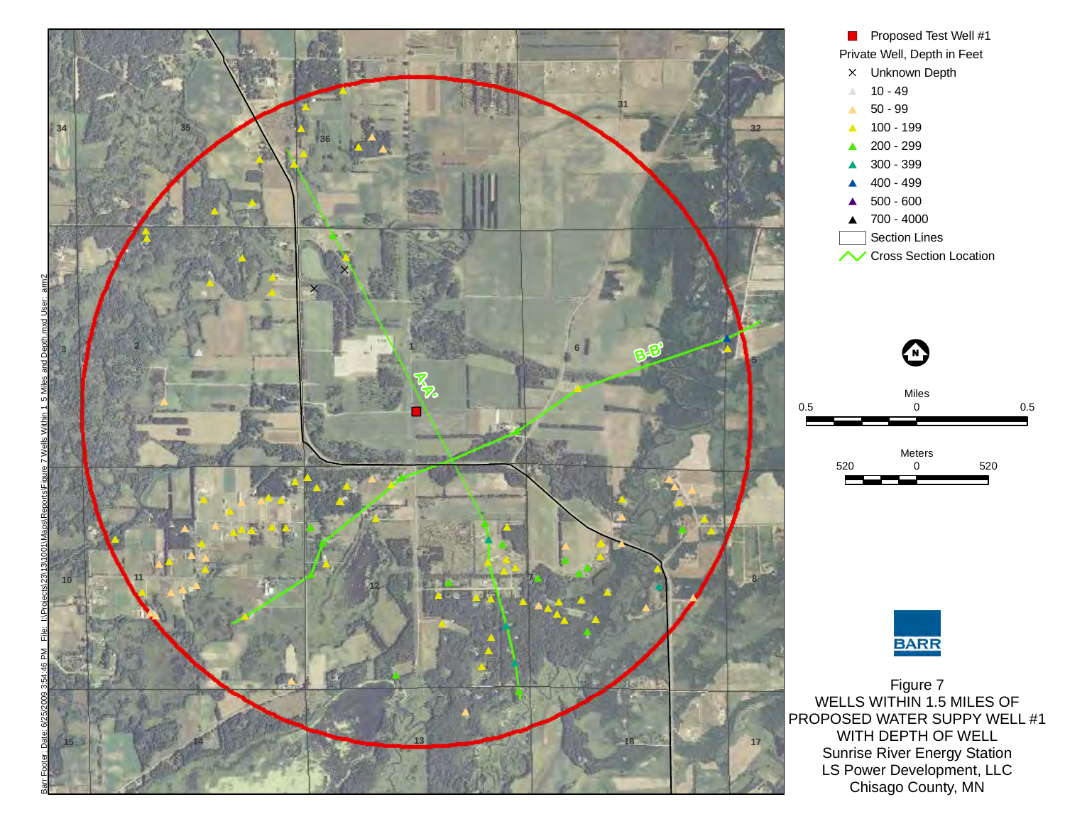Proposed Test Well #1

Private Well, Depth in Feet

× Unknown Depth

10 - 49

50 - 99

100 - 199

200 - 299

300 - 399

400 - 499

500 - 600

700 - 4000

Section Lines

Cross Section Location

A-A'

B-B'

34 35 36 31 32 3 2 1 6 5 10 11 12 7 8 15 14 13 18 17

N

Miles

0.5 0 0.5

Meters

520 0 520

BARR

Figure 7
WELLS WITHIN 1.5 MILES OF
PROPOSED WATER SUPPY WELL #1
WITH DEPTH OF WELL
Sunrise River Energy Station
LS Power Development, LLC
Chisago County, MN

Barr Footer: Date: 6/25/2009 3:54:46 PM File: I:\Projects\23\13\1001\Maps\Reports\Figure 7 Wells Within 1_5 Miles and Depth.mxd User: arm2